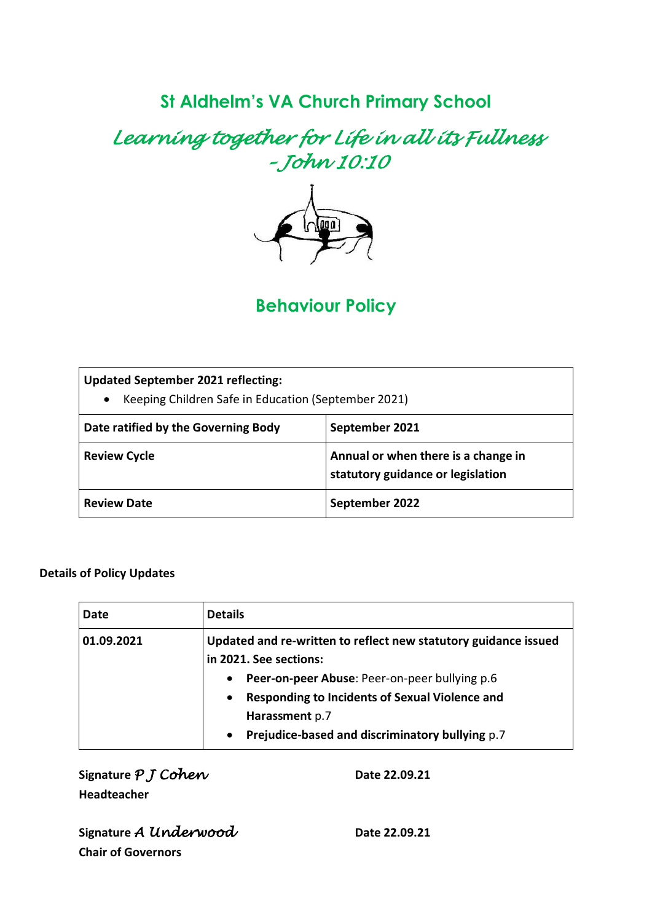# St Aldhelm's VA Church Primary School

*Learning together for Life in all its Fullness – John 10:10*

## Behaviour Policy

| **Updated September 2021 reflecting:**<br>• Keeping Children Safe in Education (September 2021) | |
|---|---|
| **Date ratified by the Governing Body** | **September 2021** |
| **Review Cycle** | **Annual or when there is a change in statutory guidance or legislation** |
| **Review Date** | **September 2022** |

**Details of Policy Updates**

| Date | Details |
|---|---|
| **01.09.2021** | **Updated and re-written to reflect new statutory guidance issued in 2021. See sections:**<br>• **Peer-on-peer Abuse**: Peer-on-peer bullying p.6<br>• **Responding to Incidents of Sexual Violence and Harassment** p.7<br>• **Prejudice-based and discriminatory bullying** p.7 |

**Signature** *P J Cohen* **Date 22.09.21**
**Headteacher**

**Signature** *A Underwood* **Date 22.09.21**
**Chair of Governors**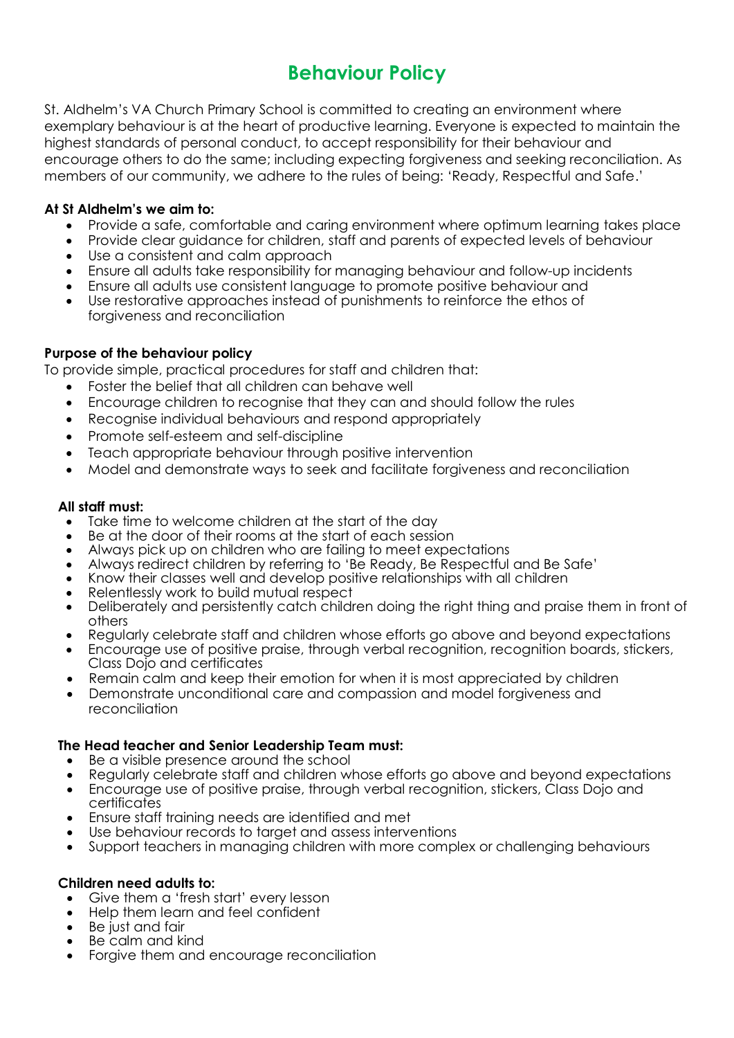# Behaviour Policy

St. Aldhelm's VA Church Primary School is committed to creating an environment where exemplary behaviour is at the heart of productive learning. Everyone is expected to maintain the highest standards of personal conduct, to accept responsibility for their behaviour and encourage others to do the same; including expecting forgiveness and seeking reconciliation. As members of our community, we adhere to the rules of being: 'Ready, Respectful and Safe.'

**At St Aldhelm's we aim to:**

- Provide a safe, comfortable and caring environment where optimum learning takes place
- Provide clear guidance for children, staff and parents of expected levels of behaviour
- Use a consistent and calm approach
- Ensure all adults take responsibility for managing behaviour and follow-up incidents
- Ensure all adults use consistent language to promote positive behaviour and
- Use restorative approaches instead of punishments to reinforce the ethos of forgiveness and reconciliation

**Purpose of the behaviour policy**

To provide simple, practical procedures for staff and children that:

- Foster the belief that all children can behave well
- Encourage children to recognise that they can and should follow the rules
- Recognise individual behaviours and respond appropriately
- Promote self-esteem and self-discipline
- Teach appropriate behaviour through positive intervention
- Model and demonstrate ways to seek and facilitate forgiveness and reconciliation

**All staff must:**

- Take time to welcome children at the start of the day
- Be at the door of their rooms at the start of each session
- Always pick up on children who are failing to meet expectations
- Always redirect children by referring to 'Be Ready, Be Respectful and Be Safe'
- Know their classes well and develop positive relationships with all children
- Relentlessly work to build mutual respect
- Deliberately and persistently catch children doing the right thing and praise them in front of others
- Regularly celebrate staff and children whose efforts go above and beyond expectations
- Encourage use of positive praise, through verbal recognition, recognition boards, stickers, Class Dojo and certificates
- Remain calm and keep their emotion for when it is most appreciated by children
- Demonstrate unconditional care and compassion and model forgiveness and reconciliation

**The Head teacher and Senior Leadership Team must:**

- Be a visible presence around the school
- Regularly celebrate staff and children whose efforts go above and beyond expectations
- Encourage use of positive praise, through verbal recognition, stickers, Class Dojo and certificates
- Ensure staff training needs are identified and met
- Use behaviour records to target and assess interventions
- Support teachers in managing children with more complex or challenging behaviours

**Children need adults to:**

- Give them a 'fresh start' every lesson
- Help them learn and feel confident
- Be just and fair
- Be calm and kind
- Forgive them and encourage reconciliation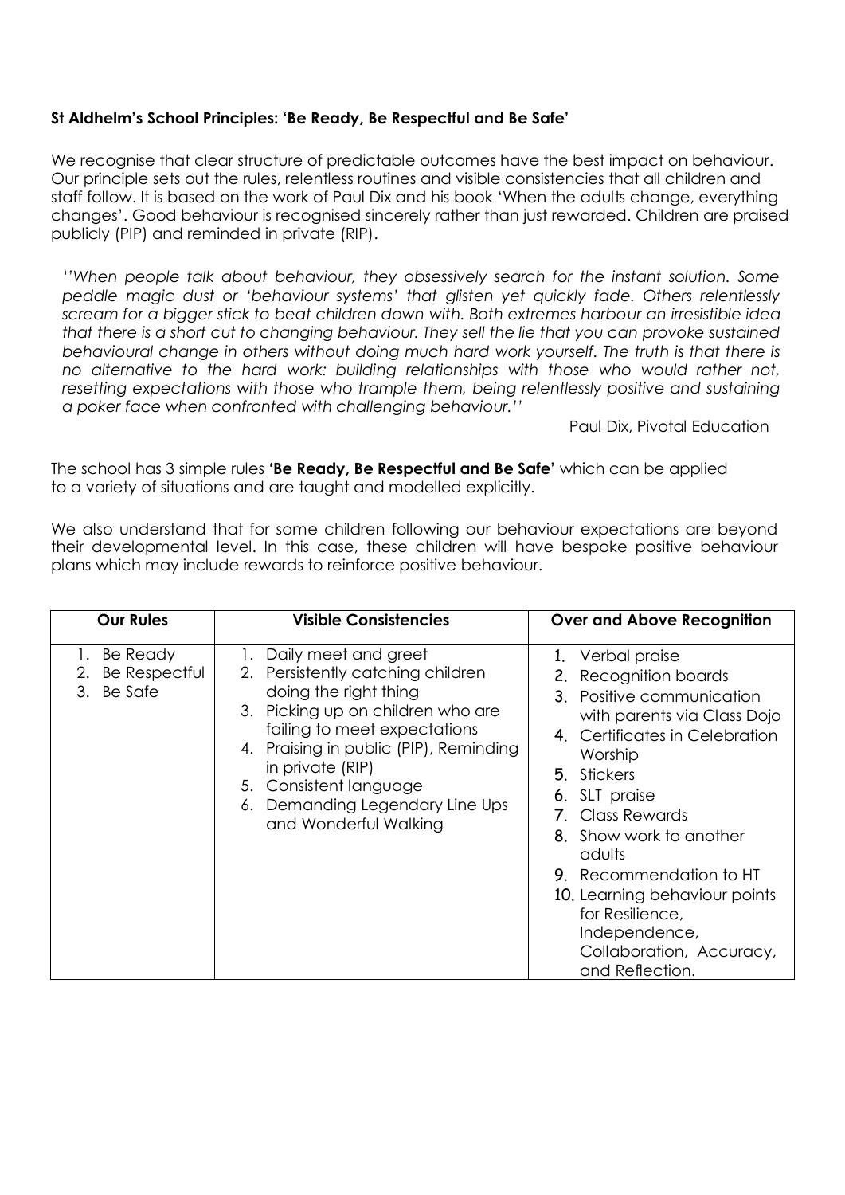**St Aldhelm's School Principles: 'Be Ready, Be Respectful and Be Safe'**

We recognise that clear structure of predictable outcomes have the best impact on behaviour. Our principle sets out the rules, relentless routines and visible consistencies that all children and staff follow. It is based on the work of Paul Dix and his book 'When the adults change, everything changes'. Good behaviour is recognised sincerely rather than just rewarded. Children are praised publicly (PIP) and reminded in private (RIP).

> *''When people talk about behaviour, they obsessively search for the instant solution. Some peddle magic dust or 'behaviour systems' that glisten yet quickly fade. Others relentlessly scream for a bigger stick to beat children down with. Both extremes harbour an irresistible idea that there is a short cut to changing behaviour. They sell the lie that you can provoke sustained behavioural change in others without doing much hard work yourself. The truth is that there is no alternative to the hard work: building relationships with those who would rather not, resetting expectations with those who trample them, being relentlessly positive and sustaining a poker face when confronted with challenging behaviour.''*
>
> Paul Dix, Pivotal Education

The school has 3 simple rules **'Be Ready, Be Respectful and Be Safe'** which can be applied to a variety of situations and are taught and modelled explicitly.

We also understand that for some children following our behaviour expectations are beyond their developmental level. In this case, these children will have bespoke positive behaviour plans which may include rewards to reinforce positive behaviour.

| Our Rules | Visible Consistencies | Over and Above Recognition |
|---|---|---|
| 1. Be Ready<br>2. Be Respectful<br>3. Be Safe | 1. Daily meet and greet<br>2. Persistently catching children doing the right thing<br>3. Picking up on children who are failing to meet expectations<br>4. Praising in public (PIP), Reminding in private (RIP)<br>5. Consistent language<br>6. Demanding Legendary Line Ups and Wonderful Walking | 1. Verbal praise<br>2. Recognition boards<br>3. Positive communication with parents via Class Dojo<br>4. Certificates in Celebration Worship<br>5. Stickers<br>6. SLT praise<br>7. Class Rewards<br>8. Show work to another adults<br>9. Recommendation to HT<br>10. Learning behaviour points for Resilience, Independence, Collaboration, Accuracy, and Reflection. |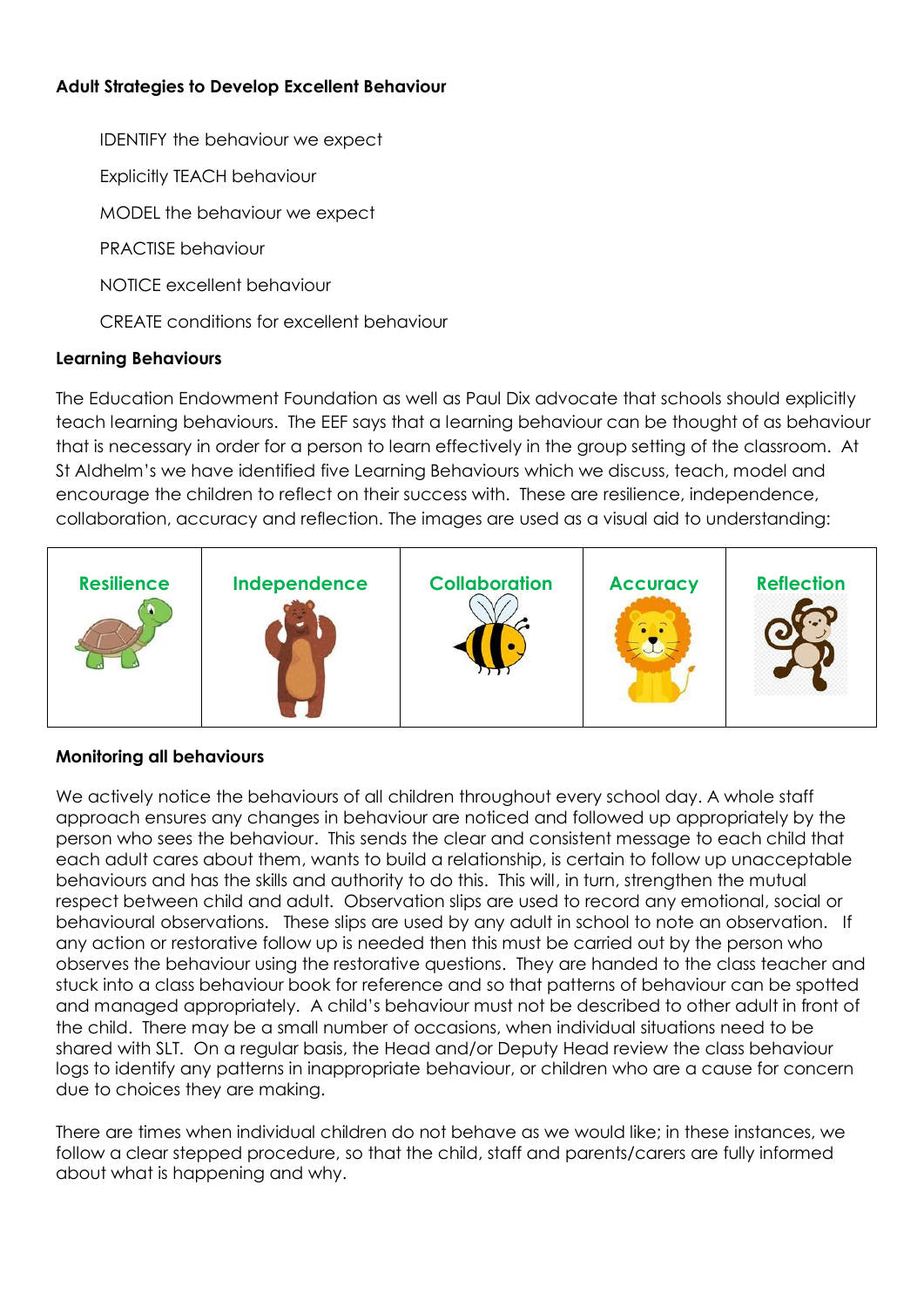**Adult Strategies to Develop Excellent Behaviour**

IDENTIFY the behaviour we expect

Explicitly TEACH behaviour

MODEL the behaviour we expect

PRACTISE behaviour

NOTICE excellent behaviour

CREATE conditions for excellent behaviour

**Learning Behaviours**

The Education Endowment Foundation as well as Paul Dix advocate that schools should explicitly teach learning behaviours. The EEF says that a learning behaviour can be thought of as behaviour that is necessary in order for a person to learn effectively in the group setting of the classroom. At St Aldhelm's we have identified five Learning Behaviours which we discuss, teach, model and encourage the children to reflect on their success with. These are resilience, independence, collaboration, accuracy and reflection. The images are used as a visual aid to understanding:

| Resilience | Independence | Collaboration | Accuracy | Reflection |
| --- | --- | --- | --- | --- |

**Monitoring all behaviours**

We actively notice the behaviours of all children throughout every school day. A whole staff approach ensures any changes in behaviour are noticed and followed up appropriately by the person who sees the behaviour. This sends the clear and consistent message to each child that each adult cares about them, wants to build a relationship, is certain to follow up unacceptable behaviours and has the skills and authority to do this. This will, in turn, strengthen the mutual respect between child and adult. Observation slips are used to record any emotional, social or behavioural observations. These slips are used by any adult in school to note an observation. If any action or restorative follow up is needed then this must be carried out by the person who observes the behaviour using the restorative questions. They are handed to the class teacher and stuck into a class behaviour book for reference and so that patterns of behaviour can be spotted and managed appropriately. A child's behaviour must not be described to other adult in front of the child. There may be a small number of occasions, when individual situations need to be shared with SLT. On a regular basis, the Head and/or Deputy Head review the class behaviour logs to identify any patterns in inappropriate behaviour, or children who are a cause for concern due to choices they are making.

There are times when individual children do not behave as we would like; in these instances, we follow a clear stepped procedure, so that the child, staff and parents/carers are fully informed about what is happening and why.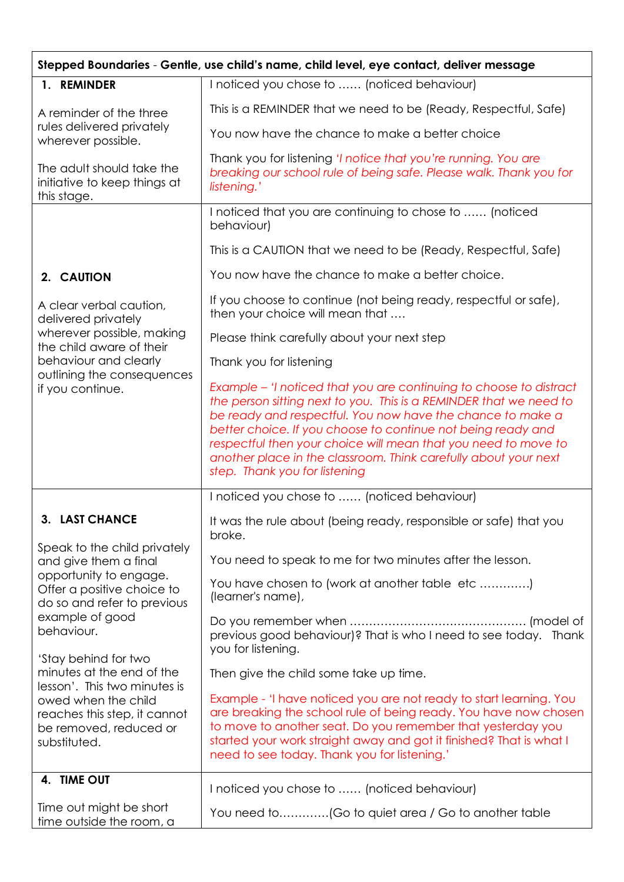| **Stepped Boundaries** - **Gentle, use child's name, child level, eye contact, deliver message** | |
|---|---|
| **1. REMINDER**<br><br>A reminder of the three rules delivered privately wherever possible.<br><br>The adult should take the initiative to keep things at this stage. | I noticed you chose to …… (noticed behaviour)<br><br>This is a REMINDER that we need to be (Ready, Respectful, Safe)<br><br>You now have the chance to make a better choice<br><br>Thank you for listening *'I notice that you're running. You are breaking our school rule of being safe. Please walk. Thank you for listening.'* |
| **2. CAUTION**<br><br>A clear verbal caution, delivered privately wherever possible, making the child aware of their behaviour and clearly outlining the consequences if you continue. | I noticed that you are continuing to chose to …… (noticed behaviour)<br><br>This is a CAUTION that we need to be (Ready, Respectful, Safe)<br><br>You now have the chance to make a better choice.<br><br>If you choose to continue (not being ready, respectful or safe), then your choice will mean that ….<br><br>Please think carefully about your next step<br><br>Thank you for listening<br><br>*Example – 'I noticed that you are continuing to choose to distract the person sitting next to you. This is a REMINDER that we need to be ready and respectful. You now have the chance to make a better choice. If you choose to continue not being ready and respectful then your choice will mean that you need to move to another place in the classroom. Think carefully about your next step. Thank you for listening* |
| **3. LAST CHANCE**<br><br>Speak to the child privately and give them a final opportunity to engage. Offer a positive choice to do so and refer to previous example of good behaviour.<br><br>'Stay behind for two minutes at the end of the lesson'. This two minutes is owed when the child reaches this step, it cannot be removed, reduced or substituted. | I noticed you chose to …… (noticed behaviour)<br><br>It was the rule about (being ready, responsible or safe) that you broke.<br><br>You need to speak to me for two minutes after the lesson.<br><br>You have chosen to (work at another table etc ………….) (learner's name),<br><br>Do you remember when ……………………………………… (model of previous good behaviour)? That is who I need to see today. Thank you for listening.<br><br>Then give the child some take up time.<br><br>Example - 'I have noticed you are not ready to start learning. You are breaking the school rule of being ready. You have now chosen to move to another seat. Do you remember that yesterday you started your work straight away and got it finished? That is what I need to see today. Thank you for listening.' |
| **4. TIME OUT**<br><br>Time out might be short time outside the room, a | I noticed you chose to …… (noticed behaviour)<br><br>You need to………….(Go to quiet area / Go to another table |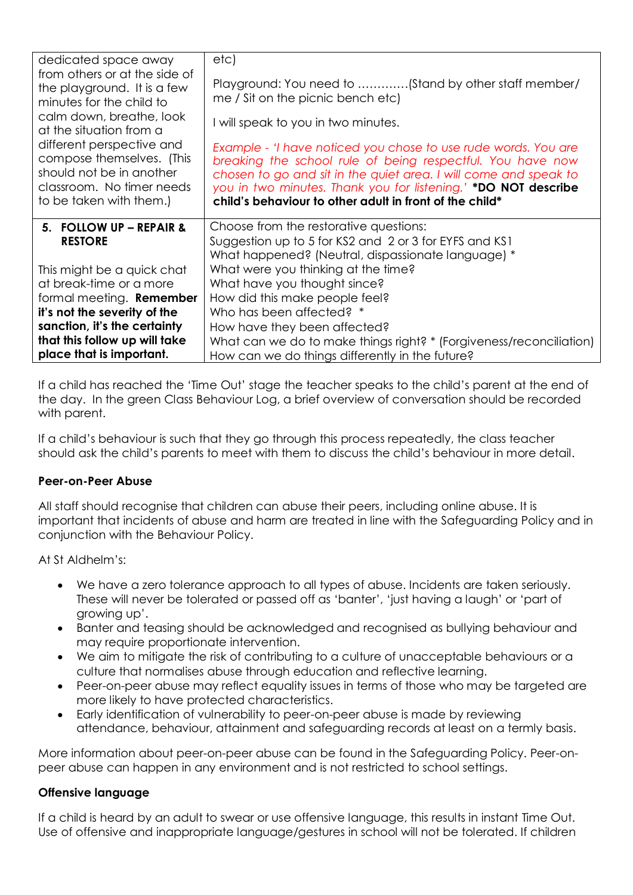| | |
|---|---|
| dedicated space away from others or at the side of the playground. It is a few minutes for the child to calm down, breathe, look at the situation from a different perspective and compose themselves. (This should not be in another classroom. No timer needs to be taken with them.) | etc)<br><br>Playground: You need to ………….(Stand by other staff member/ me / Sit on the picnic bench etc)<br><br>I will speak to you in two minutes.<br><br>*Example - 'I have noticed you chose to use rude words. You are breaking the school rule of being respectful. You have now chosen to go and sit in the quiet area. I will come and speak to you in two minutes. Thank you for listening.'* **\*DO NOT describe child's behaviour to other adult in front of the child\*** |
| **5. FOLLOW UP – REPAIR & RESTORE**<br><br>This might be a quick chat at break-time or a more formal meeting. **Remember it's not the severity of the sanction, it's the certainty that this follow up will take place that is important.** | Choose from the restorative questions:<br>Suggestion up to 5 for KS2 and 2 or 3 for EYFS and KS1<br>What happened? (Neutral, dispassionate language) *<br>What were you thinking at the time?<br>What have you thought since?<br>How did this make people feel?<br>Who has been affected? *<br>How have they been affected?<br>What can we do to make things right? * (Forgiveness/reconciliation)<br>How can we do things differently in the future? |

If a child has reached the 'Time Out' stage the teacher speaks to the child's parent at the end of the day. In the green Class Behaviour Log, a brief overview of conversation should be recorded with parent.

If a child's behaviour is such that they go through this process repeatedly, the class teacher should ask the child's parents to meet with them to discuss the child's behaviour in more detail.

### Peer-on-Peer Abuse

All staff should recognise that children can abuse their peers, including online abuse. It is important that incidents of abuse and harm are treated in line with the Safeguarding Policy and in conjunction with the Behaviour Policy.

At St Aldhelm's:

- We have a zero tolerance approach to all types of abuse. Incidents are taken seriously. These will never be tolerated or passed off as 'banter', 'just having a laugh' or 'part of growing up'.
- Banter and teasing should be acknowledged and recognised as bullying behaviour and may require proportionate intervention.
- We aim to mitigate the risk of contributing to a culture of unacceptable behaviours or a culture that normalises abuse through education and reflective learning.
- Peer-on-peer abuse may reflect equality issues in terms of those who may be targeted are more likely to have protected characteristics.
- Early identification of vulnerability to peer-on-peer abuse is made by reviewing attendance, behaviour, attainment and safeguarding records at least on a termly basis.

More information about peer-on-peer abuse can be found in the Safeguarding Policy. Peer-on-peer abuse can happen in any environment and is not restricted to school settings.

### Offensive language

If a child is heard by an adult to swear or use offensive language, this results in instant Time Out. Use of offensive and inappropriate language/gestures in school will not be tolerated. If children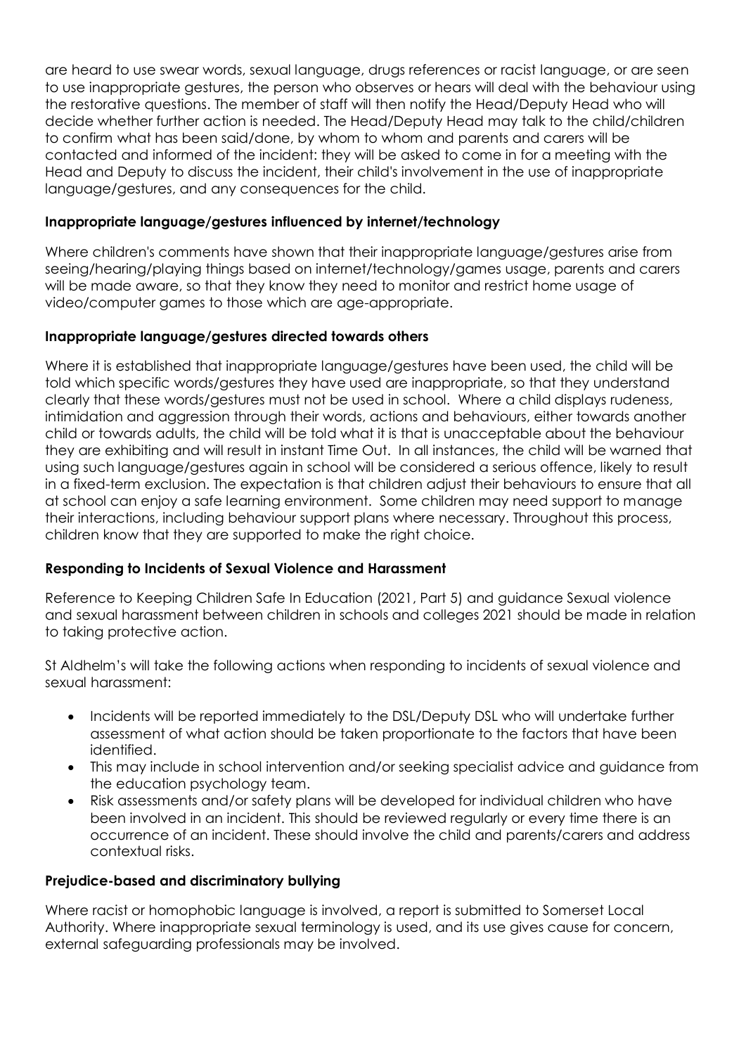are heard to use swear words, sexual language, drugs references or racist language, or are seen to use inappropriate gestures, the person who observes or hears will deal with the behaviour using the restorative questions. The member of staff will then notify the Head/Deputy Head who will decide whether further action is needed. The Head/Deputy Head may talk to the child/children to confirm what has been said/done, by whom to whom and parents and carers will be contacted and informed of the incident: they will be asked to come in for a meeting with the Head and Deputy to discuss the incident, their child's involvement in the use of inappropriate language/gestures, and any consequences for the child.

**Inappropriate language/gestures influenced by internet/technology**

Where children's comments have shown that their inappropriate language/gestures arise from seeing/hearing/playing things based on internet/technology/games usage, parents and carers will be made aware, so that they know they need to monitor and restrict home usage of video/computer games to those which are age-appropriate.

**Inappropriate language/gestures directed towards others**

Where it is established that inappropriate language/gestures have been used, the child will be told which specific words/gestures they have used are inappropriate, so that they understand clearly that these words/gestures must not be used in school. Where a child displays rudeness, intimidation and aggression through their words, actions and behaviours, either towards another child or towards adults, the child will be told what it is that is unacceptable about the behaviour they are exhibiting and will result in instant Time Out. In all instances, the child will be warned that using such language/gestures again in school will be considered a serious offence, likely to result in a fixed-term exclusion. The expectation is that children adjust their behaviours to ensure that all at school can enjoy a safe learning environment. Some children may need support to manage their interactions, including behaviour support plans where necessary. Throughout this process, children know that they are supported to make the right choice.

**Responding to Incidents of Sexual Violence and Harassment**

Reference to Keeping Children Safe In Education (2021, Part 5) and guidance Sexual violence and sexual harassment between children in schools and colleges 2021 should be made in relation to taking protective action.

St Aldhelm's will take the following actions when responding to incidents of sexual violence and sexual harassment:

- Incidents will be reported immediately to the DSL/Deputy DSL who will undertake further assessment of what action should be taken proportionate to the factors that have been identified.
- This may include in school intervention and/or seeking specialist advice and guidance from the education psychology team.
- Risk assessments and/or safety plans will be developed for individual children who have been involved in an incident. This should be reviewed regularly or every time there is an occurrence of an incident. These should involve the child and parents/carers and address contextual risks.

**Prejudice-based and discriminatory bullying**

Where racist or homophobic language is involved, a report is submitted to Somerset Local Authority. Where inappropriate sexual terminology is used, and its use gives cause for concern, external safeguarding professionals may be involved.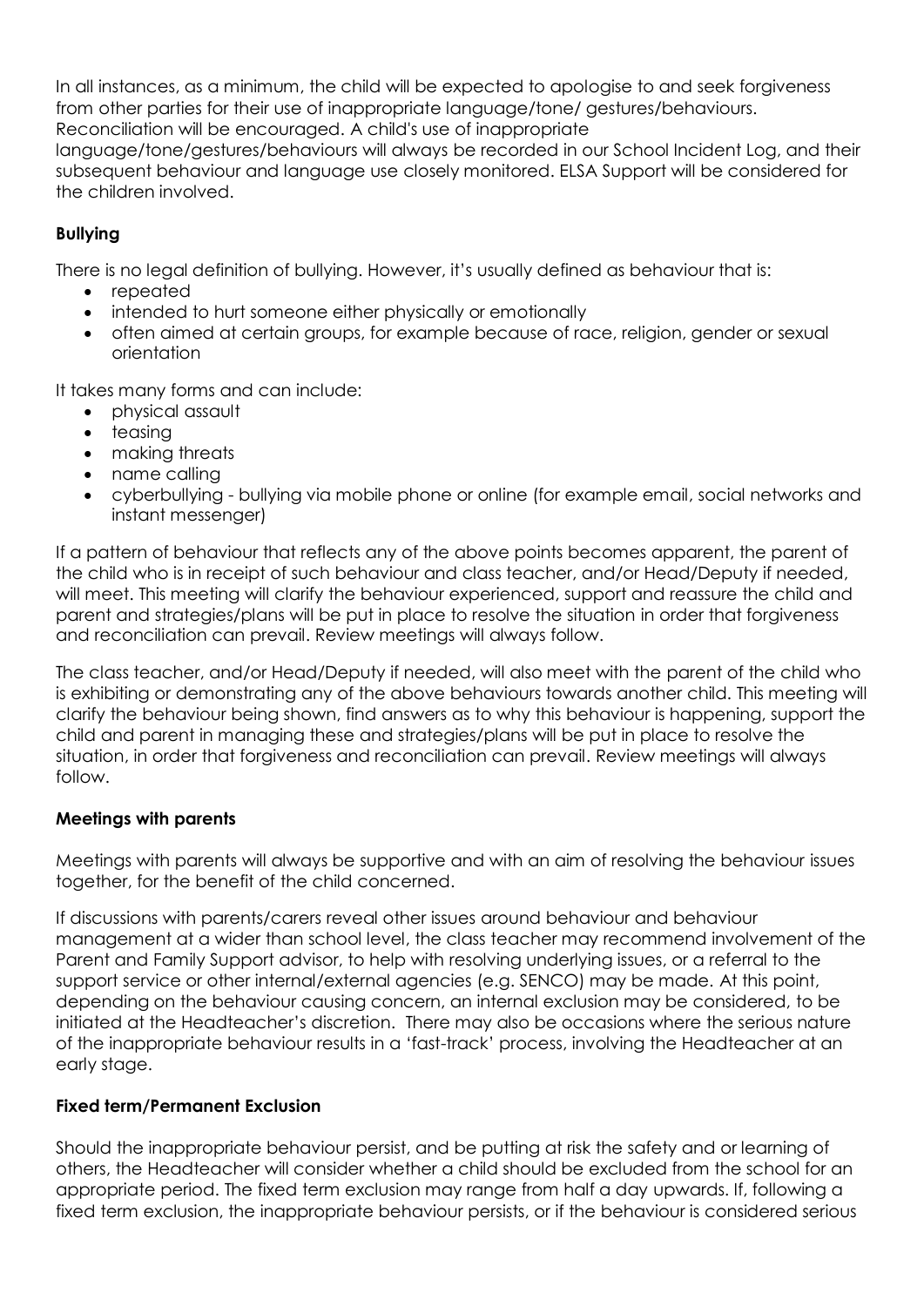In all instances, as a minimum, the child will be expected to apologise to and seek forgiveness from other parties for their use of inappropriate language/tone/ gestures/behaviours. Reconciliation will be encouraged. A child's use of inappropriate language/tone/gestures/behaviours will always be recorded in our School Incident Log, and their subsequent behaviour and language use closely monitored. ELSA Support will be considered for the children involved.

### Bullying

There is no legal definition of bullying. However, it's usually defined as behaviour that is:

- repeated
- intended to hurt someone either physically or emotionally
- often aimed at certain groups, for example because of race, religion, gender or sexual orientation

It takes many forms and can include:

- physical assault
- teasing
- making threats
- name calling
- cyberbullying - bullying via mobile phone or online (for example email, social networks and instant messenger)

If a pattern of behaviour that reflects any of the above points becomes apparent, the parent of the child who is in receipt of such behaviour and class teacher, and/or Head/Deputy if needed, will meet. This meeting will clarify the behaviour experienced, support and reassure the child and parent and strategies/plans will be put in place to resolve the situation in order that forgiveness and reconciliation can prevail. Review meetings will always follow.

The class teacher, and/or Head/Deputy if needed, will also meet with the parent of the child who is exhibiting or demonstrating any of the above behaviours towards another child. This meeting will clarify the behaviour being shown, find answers as to why this behaviour is happening, support the child and parent in managing these and strategies/plans will be put in place to resolve the situation, in order that forgiveness and reconciliation can prevail. Review meetings will always follow.

### Meetings with parents

Meetings with parents will always be supportive and with an aim of resolving the behaviour issues together, for the benefit of the child concerned.

If discussions with parents/carers reveal other issues around behaviour and behaviour management at a wider than school level, the class teacher may recommend involvement of the Parent and Family Support advisor, to help with resolving underlying issues, or a referral to the support service or other internal/external agencies (e.g. SENCO) may be made. At this point, depending on the behaviour causing concern, an internal exclusion may be considered, to be initiated at the Headteacher's discretion. There may also be occasions where the serious nature of the inappropriate behaviour results in a 'fast-track' process, involving the Headteacher at an early stage.

### Fixed term/Permanent Exclusion

Should the inappropriate behaviour persist, and be putting at risk the safety and or learning of others, the Headteacher will consider whether a child should be excluded from the school for an appropriate period. The fixed term exclusion may range from half a day upwards. If, following a fixed term exclusion, the inappropriate behaviour persists, or if the behaviour is considered serious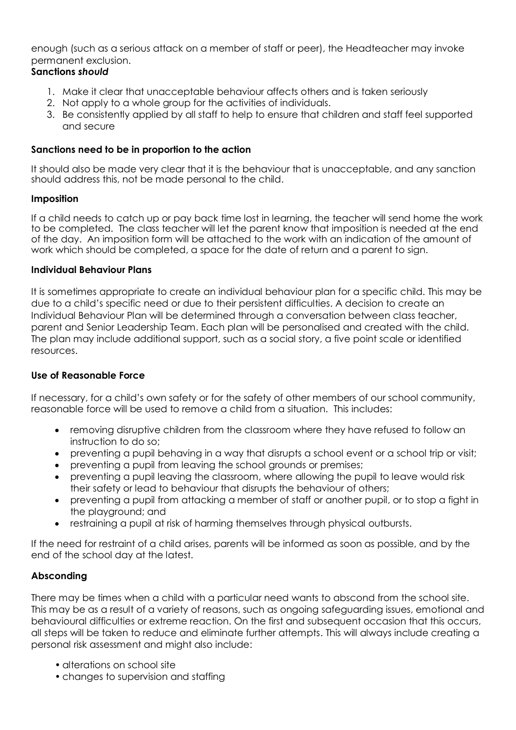enough (such as a serious attack on a member of staff or peer), the Headteacher may invoke permanent exclusion.

**Sanctions *should***

1. Make it clear that unacceptable behaviour affects others and is taken seriously
2. Not apply to a whole group for the activities of individuals.
3. Be consistently applied by all staff to help to ensure that children and staff feel supported and secure

**Sanctions need to be in proportion to the action**

It should also be made very clear that it is the behaviour that is unacceptable, and any sanction should address this, not be made personal to the child.

**Imposition**

If a child needs to catch up or pay back time lost in learning, the teacher will send home the work to be completed. The class teacher will let the parent know that imposition is needed at the end of the day. An imposition form will be attached to the work with an indication of the amount of work which should be completed, a space for the date of return and a parent to sign.

**Individual Behaviour Plans**

It is sometimes appropriate to create an individual behaviour plan for a specific child. This may be due to a child's specific need or due to their persistent difficulties. A decision to create an Individual Behaviour Plan will be determined through a conversation between class teacher, parent and Senior Leadership Team. Each plan will be personalised and created with the child. The plan may include additional support, such as a social story, a five point scale or identified resources.

**Use of Reasonable Force**

If necessary, for a child's own safety or for the safety of other members of our school community, reasonable force will be used to remove a child from a situation. This includes:

- removing disruptive children from the classroom where they have refused to follow an instruction to do so;
- preventing a pupil behaving in a way that disrupts a school event or a school trip or visit;
- preventing a pupil from leaving the school grounds or premises;
- preventing a pupil leaving the classroom, where allowing the pupil to leave would risk their safety or lead to behaviour that disrupts the behaviour of others;
- preventing a pupil from attacking a member of staff or another pupil, or to stop a fight in the playground; and
- restraining a pupil at risk of harming themselves through physical outbursts.

If the need for restraint of a child arises, parents will be informed as soon as possible, and by the end of the school day at the latest.

**Absconding**

There may be times when a child with a particular need wants to abscond from the school site. This may be as a result of a variety of reasons, such as ongoing safeguarding issues, emotional and behavioural difficulties or extreme reaction. On the first and subsequent occasion that this occurs, all steps will be taken to reduce and eliminate further attempts. This will always include creating a personal risk assessment and might also include:

- alterations on school site
- changes to supervision and staffing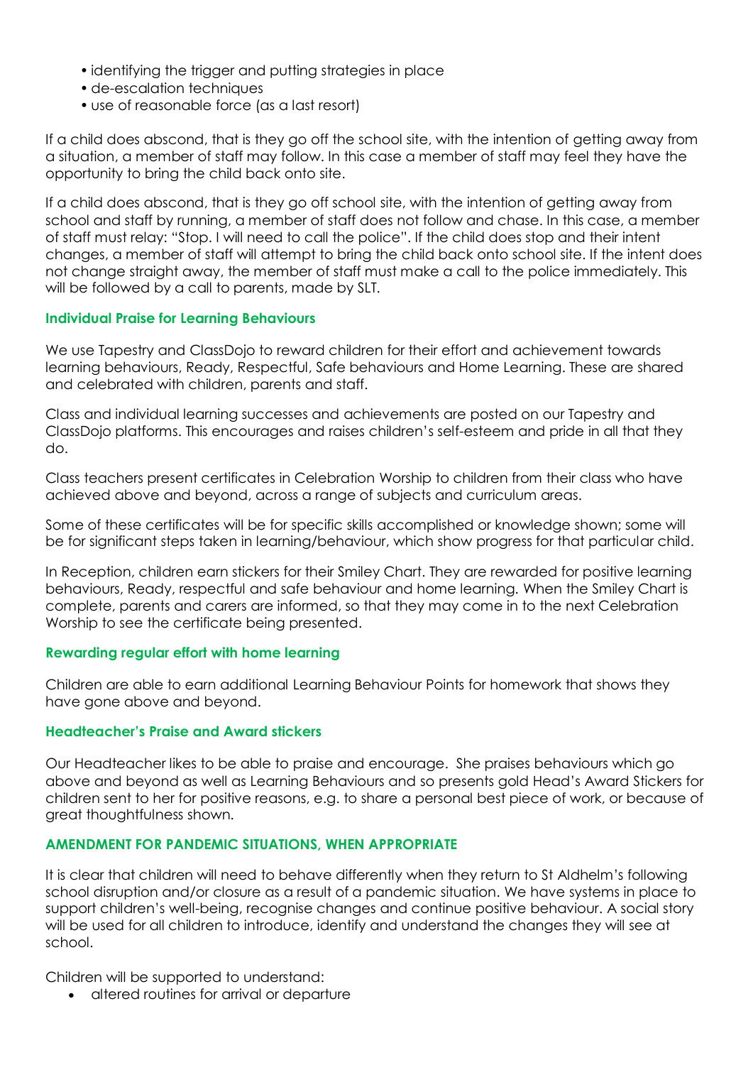- identifying the trigger and putting strategies in place
- de-escalation techniques
- use of reasonable force (as a last resort)

If a child does abscond, that is they go off the school site, with the intention of getting away from a situation, a member of staff may follow. In this case a member of staff may feel they have the opportunity to bring the child back onto site.

If a child does abscond, that is they go off school site, with the intention of getting away from school and staff by running, a member of staff does not follow and chase. In this case, a member of staff must relay: "Stop. I will need to call the police". If the child does stop and their intent changes, a member of staff will attempt to bring the child back onto school site. If the intent does not change straight away, the member of staff must make a call to the police immediately. This will be followed by a call to parents, made by SLT.

### Individual Praise for Learning Behaviours

We use Tapestry and ClassDojo to reward children for their effort and achievement towards learning behaviours, Ready, Respectful, Safe behaviours and Home Learning. These are shared and celebrated with children, parents and staff.

Class and individual learning successes and achievements are posted on our Tapestry and ClassDojo platforms. This encourages and raises children's self-esteem and pride in all that they do.

Class teachers present certificates in Celebration Worship to children from their class who have achieved above and beyond, across a range of subjects and curriculum areas.

Some of these certificates will be for specific skills accomplished or knowledge shown; some will be for significant steps taken in learning/behaviour, which show progress for that particular child.

In Reception, children earn stickers for their Smiley Chart. They are rewarded for positive learning behaviours, Ready, respectful and safe behaviour and home learning. When the Smiley Chart is complete, parents and carers are informed, so that they may come in to the next Celebration Worship to see the certificate being presented.

### Rewarding regular effort with home learning

Children are able to earn additional Learning Behaviour Points for homework that shows they have gone above and beyond.

### Headteacher's Praise and Award stickers

Our Headteacher likes to be able to praise and encourage. She praises behaviours which go above and beyond as well as Learning Behaviours and so presents gold Head's Award Stickers for children sent to her for positive reasons, e.g. to share a personal best piece of work, or because of great thoughtfulness shown.

### AMENDMENT FOR PANDEMIC SITUATIONS, WHEN APPROPRIATE

It is clear that children will need to behave differently when they return to St Aldhelm's following school disruption and/or closure as a result of a pandemic situation. We have systems in place to support children's well-being, recognise changes and continue positive behaviour. A social story will be used for all children to introduce, identify and understand the changes they will see at school.

Children will be supported to understand:

- altered routines for arrival or departure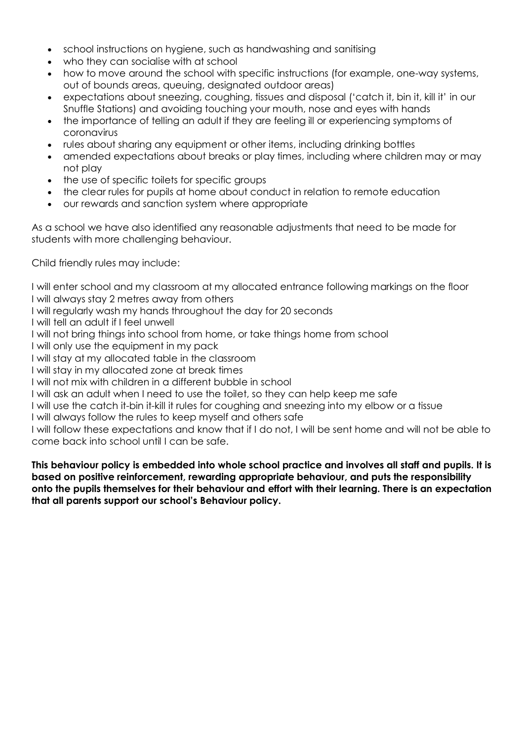- school instructions on hygiene, such as handwashing and sanitising
- who they can socialise with at school
- how to move around the school with specific instructions (for example, one-way systems, out of bounds areas, queuing, designated outdoor areas)
- expectations about sneezing, coughing, tissues and disposal ('catch it, bin it, kill it' in our Snuffle Stations) and avoiding touching your mouth, nose and eyes with hands
- the importance of telling an adult if they are feeling ill or experiencing symptoms of coronavirus
- rules about sharing any equipment or other items, including drinking bottles
- amended expectations about breaks or play times, including where children may or may not play
- the use of specific toilets for specific groups
- the clear rules for pupils at home about conduct in relation to remote education
- our rewards and sanction system where appropriate

As a school we have also identified any reasonable adjustments that need to be made for students with more challenging behaviour.

Child friendly rules may include:

I will enter school and my classroom at my allocated entrance following markings on the floor
I will always stay 2 metres away from others
I will regularly wash my hands throughout the day for 20 seconds
I will tell an adult if I feel unwell
I will not bring things into school from home, or take things home from school
I will only use the equipment in my pack
I will stay at my allocated table in the classroom
I will stay in my allocated zone at break times
I will not mix with children in a different bubble in school
I will ask an adult when I need to use the toilet, so they can help keep me safe
I will use the catch it-bin it-kill it rules for coughing and sneezing into my elbow or a tissue
I will always follow the rules to keep myself and others safe
I will follow these expectations and know that if I do not, I will be sent home and will not be able to come back into school until I can be safe.

**This behaviour policy is embedded into whole school practice and involves all staff and pupils. It is based on positive reinforcement, rewarding appropriate behaviour, and puts the responsibility onto the pupils themselves for their behaviour and effort with their learning. There is an expectation that all parents support our school's Behaviour policy.**